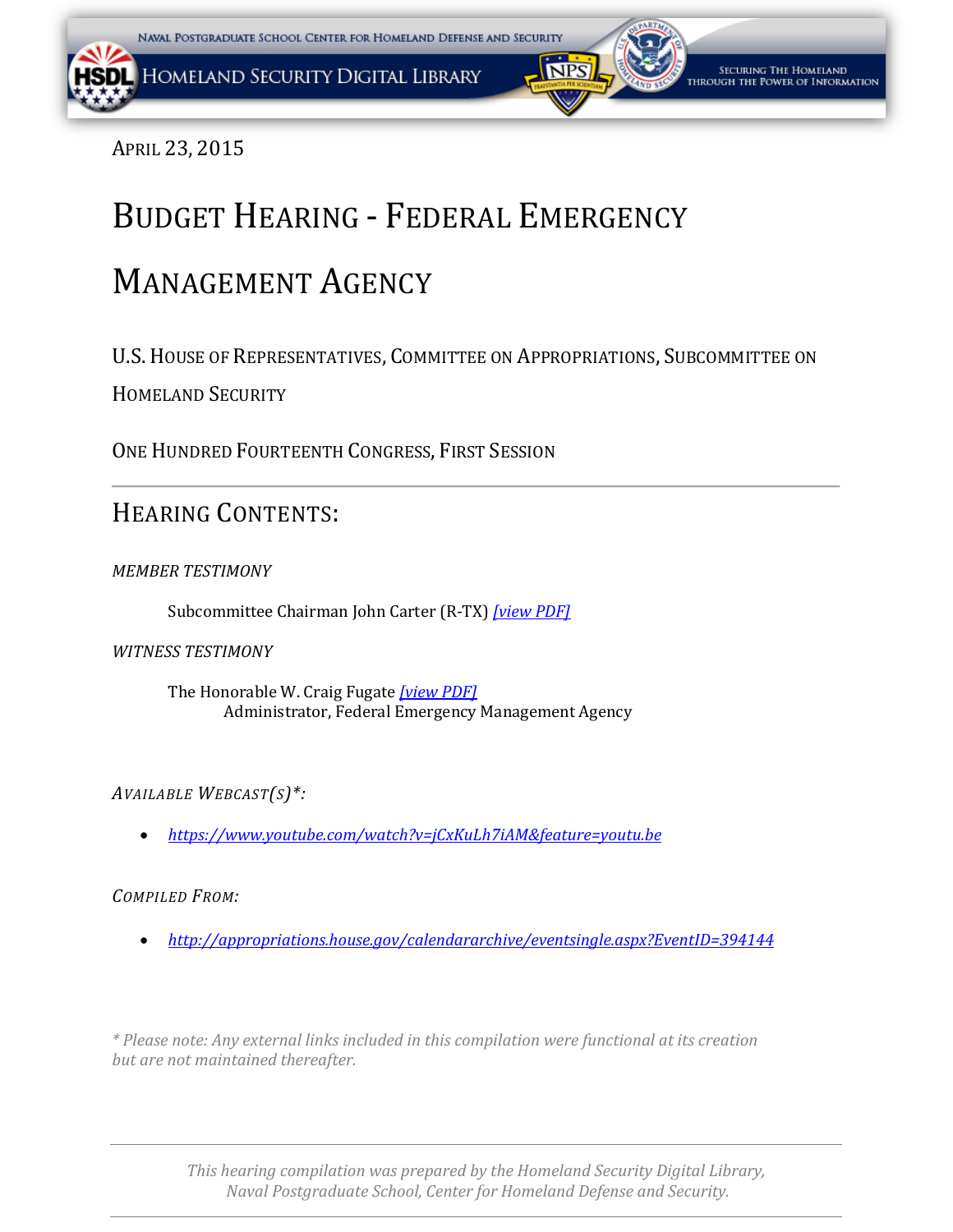April 23, 2015

# Budget Hearing - Federal Emergency Management Agency

U.S. House of Representatives, Committee on Appropriations, Subcommittee on Homeland Security

One Hundred Fourteenth Congress, First Session

---

## Hearing Contents:

*MEMBER TESTIMONY*

Subcommittee Chairman John Carter (R-TX) *[view PDF]*

*WITNESS TESTIMONY*

The Honorable W. Craig Fugate *[view PDF]*
Administrator, Federal Emergency Management Agency

*Available Webcast(s)*:*

- *https://www.youtube.com/watch?v=jCxKuLh7iAM&feature=youtu.be*

*Compiled From:*

- *http://appropriations.house.gov/calendararchive/eventsingle.aspx?EventID=394144*

*\* Please note: Any external links included in this compilation were functional at its creation but are not maintained thereafter.*

---

*This hearing compilation was prepared by the Homeland Security Digital Library, Naval Postgraduate School, Center for Homeland Defense and Security.*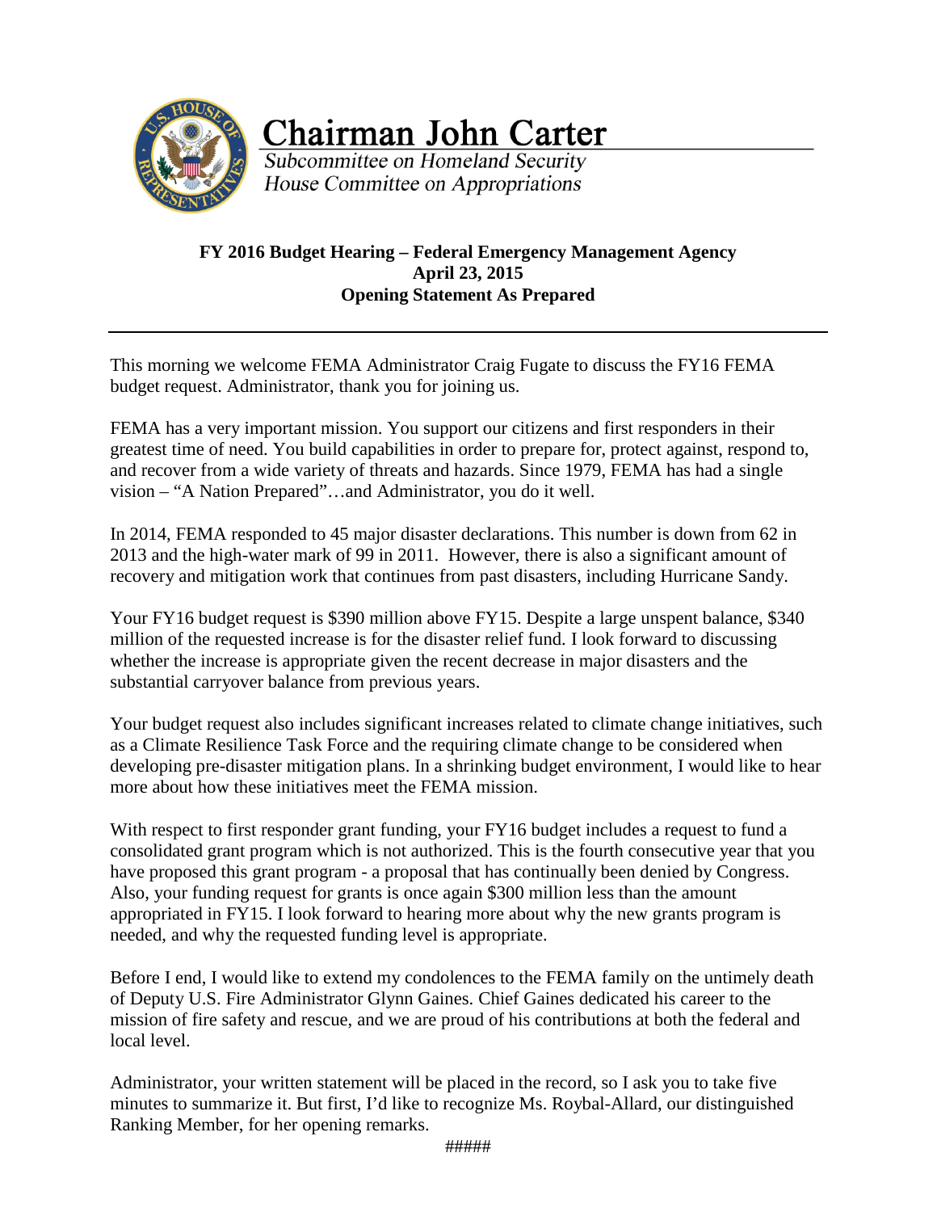# Chairman John Carter

*Subcommittee on Homeland Security*
*House Committee on Appropriations*

**FY 2016 Budget Hearing – Federal Emergency Management Agency**
**April 23, 2015**
**Opening Statement As Prepared**

---

This morning we welcome FEMA Administrator Craig Fugate to discuss the FY16 FEMA budget request. Administrator, thank you for joining us.

FEMA has a very important mission. You support our citizens and first responders in their greatest time of need. You build capabilities in order to prepare for, protect against, respond to, and recover from a wide variety of threats and hazards. Since 1979, FEMA has had a single vision – "A Nation Prepared"…and Administrator, you do it well.

In 2014, FEMA responded to 45 major disaster declarations. This number is down from 62 in 2013 and the high-water mark of 99 in 2011. However, there is also a significant amount of recovery and mitigation work that continues from past disasters, including Hurricane Sandy.

Your FY16 budget request is $390 million above FY15. Despite a large unspent balance, $340 million of the requested increase is for the disaster relief fund. I look forward to discussing whether the increase is appropriate given the recent decrease in major disasters and the substantial carryover balance from previous years.

Your budget request also includes significant increases related to climate change initiatives, such as a Climate Resilience Task Force and the requiring climate change to be considered when developing pre-disaster mitigation plans. In a shrinking budget environment, I would like to hear more about how these initiatives meet the FEMA mission.

With respect to first responder grant funding, your FY16 budget includes a request to fund a consolidated grant program which is not authorized. This is the fourth consecutive year that you have proposed this grant program - a proposal that has continually been denied by Congress. Also, your funding request for grants is once again $300 million less than the amount appropriated in FY15. I look forward to hearing more about why the new grants program is needed, and why the requested funding level is appropriate.

Before I end, I would like to extend my condolences to the FEMA family on the untimely death of Deputy U.S. Fire Administrator Glynn Gaines. Chief Gaines dedicated his career to the mission of fire safety and rescue, and we are proud of his contributions at both the federal and local level.

Administrator, your written statement will be placed in the record, so I ask you to take five minutes to summarize it. But first, I'd like to recognize Ms. Roybal-Allard, our distinguished Ranking Member, for her opening remarks.

#####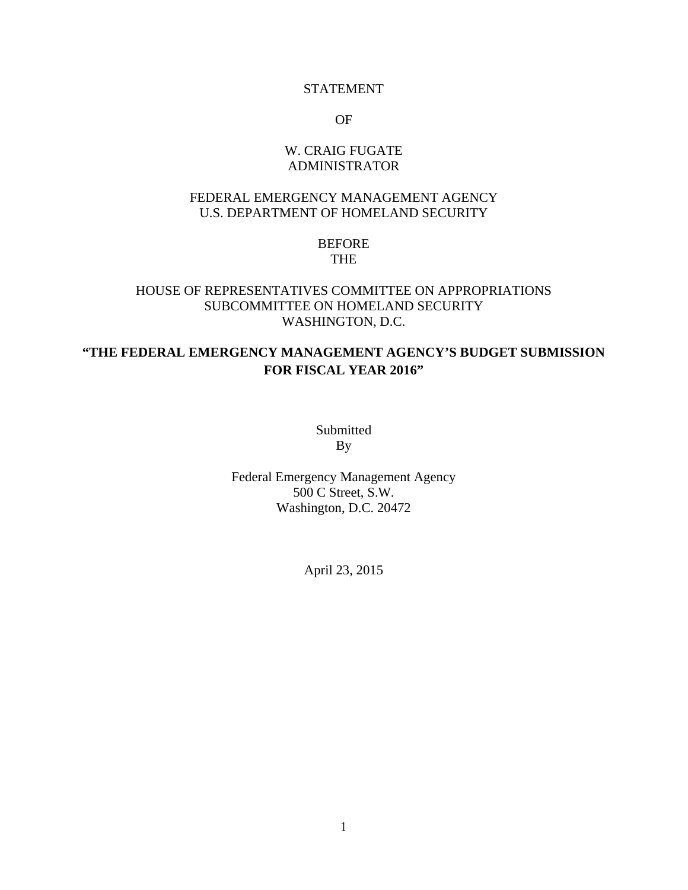STATEMENT

OF

W. CRAIG FUGATE
ADMINISTRATOR

FEDERAL EMERGENCY MANAGEMENT AGENCY
U.S. DEPARTMENT OF HOMELAND SECURITY

BEFORE
THE

HOUSE OF REPRESENTATIVES COMMITTEE ON APPROPRIATIONS
SUBCOMMITTEE ON HOMELAND SECURITY
WASHINGTON, D.C.

**"THE FEDERAL EMERGENCY MANAGEMENT AGENCY'S BUDGET SUBMISSION FOR FISCAL YEAR 2016"**

Submitted
By

Federal Emergency Management Agency
500 C Street, S.W.
Washington, D.C. 20472

April 23, 2015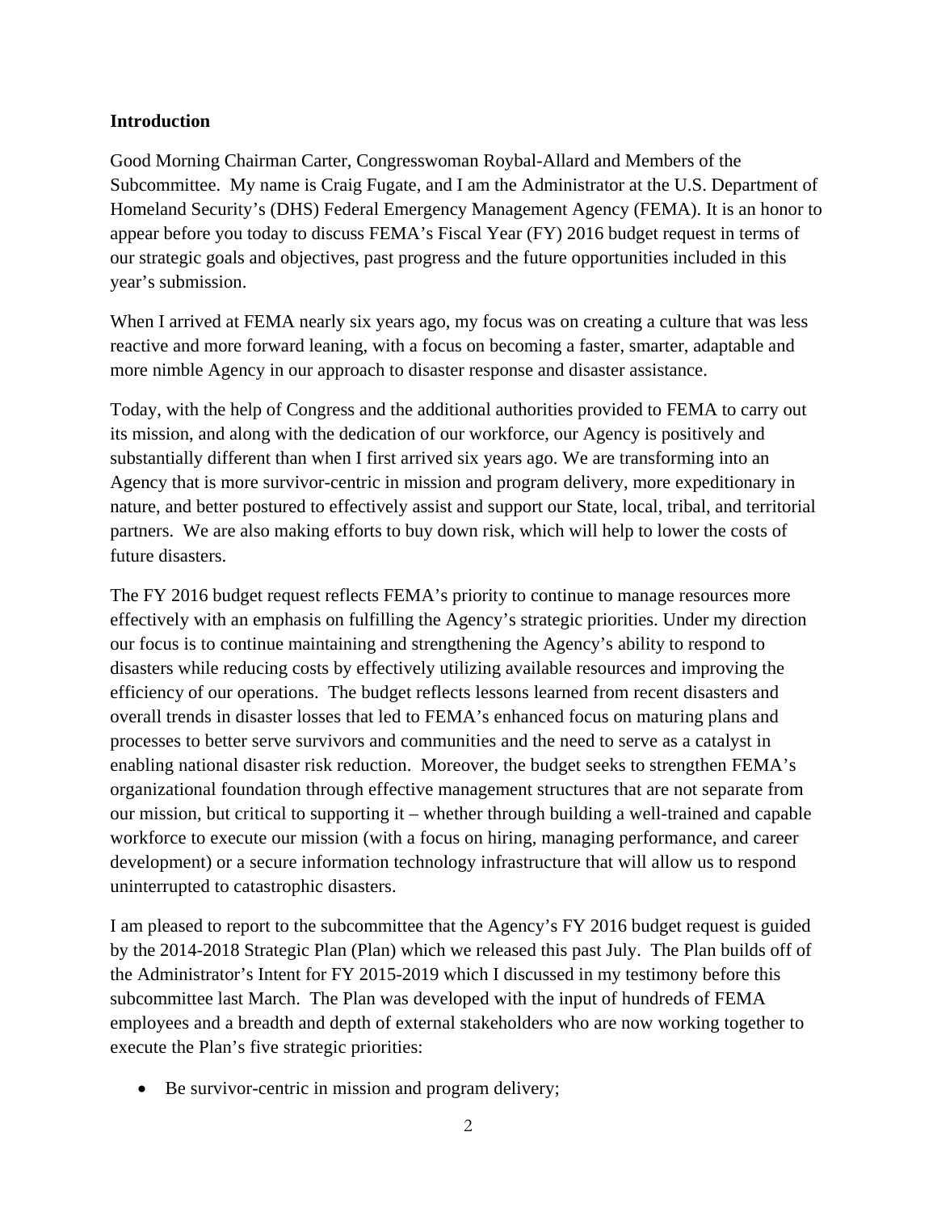**Introduction**

Good Morning Chairman Carter, Congresswoman Roybal-Allard and Members of the Subcommittee. My name is Craig Fugate, and I am the Administrator at the U.S. Department of Homeland Security's (DHS) Federal Emergency Management Agency (FEMA). It is an honor to appear before you today to discuss FEMA's Fiscal Year (FY) 2016 budget request in terms of our strategic goals and objectives, past progress and the future opportunities included in this year's submission.

When I arrived at FEMA nearly six years ago, my focus was on creating a culture that was less reactive and more forward leaning, with a focus on becoming a faster, smarter, adaptable and more nimble Agency in our approach to disaster response and disaster assistance.

Today, with the help of Congress and the additional authorities provided to FEMA to carry out its mission, and along with the dedication of our workforce, our Agency is positively and substantially different than when I first arrived six years ago. We are transforming into an Agency that is more survivor-centric in mission and program delivery, more expeditionary in nature, and better postured to effectively assist and support our State, local, tribal, and territorial partners. We are also making efforts to buy down risk, which will help to lower the costs of future disasters.

The FY 2016 budget request reflects FEMA's priority to continue to manage resources more effectively with an emphasis on fulfilling the Agency's strategic priorities. Under my direction our focus is to continue maintaining and strengthening the Agency's ability to respond to disasters while reducing costs by effectively utilizing available resources and improving the efficiency of our operations. The budget reflects lessons learned from recent disasters and overall trends in disaster losses that led to FEMA's enhanced focus on maturing plans and processes to better serve survivors and communities and the need to serve as a catalyst in enabling national disaster risk reduction. Moreover, the budget seeks to strengthen FEMA's organizational foundation through effective management structures that are not separate from our mission, but critical to supporting it – whether through building a well-trained and capable workforce to execute our mission (with a focus on hiring, managing performance, and career development) or a secure information technology infrastructure that will allow us to respond uninterrupted to catastrophic disasters.

I am pleased to report to the subcommittee that the Agency's FY 2016 budget request is guided by the 2014-2018 Strategic Plan (Plan) which we released this past July. The Plan builds off of the Administrator's Intent for FY 2015-2019 which I discussed in my testimony before this subcommittee last March. The Plan was developed with the input of hundreds of FEMA employees and a breadth and depth of external stakeholders who are now working together to execute the Plan's five strategic priorities:

- Be survivor-centric in mission and program delivery;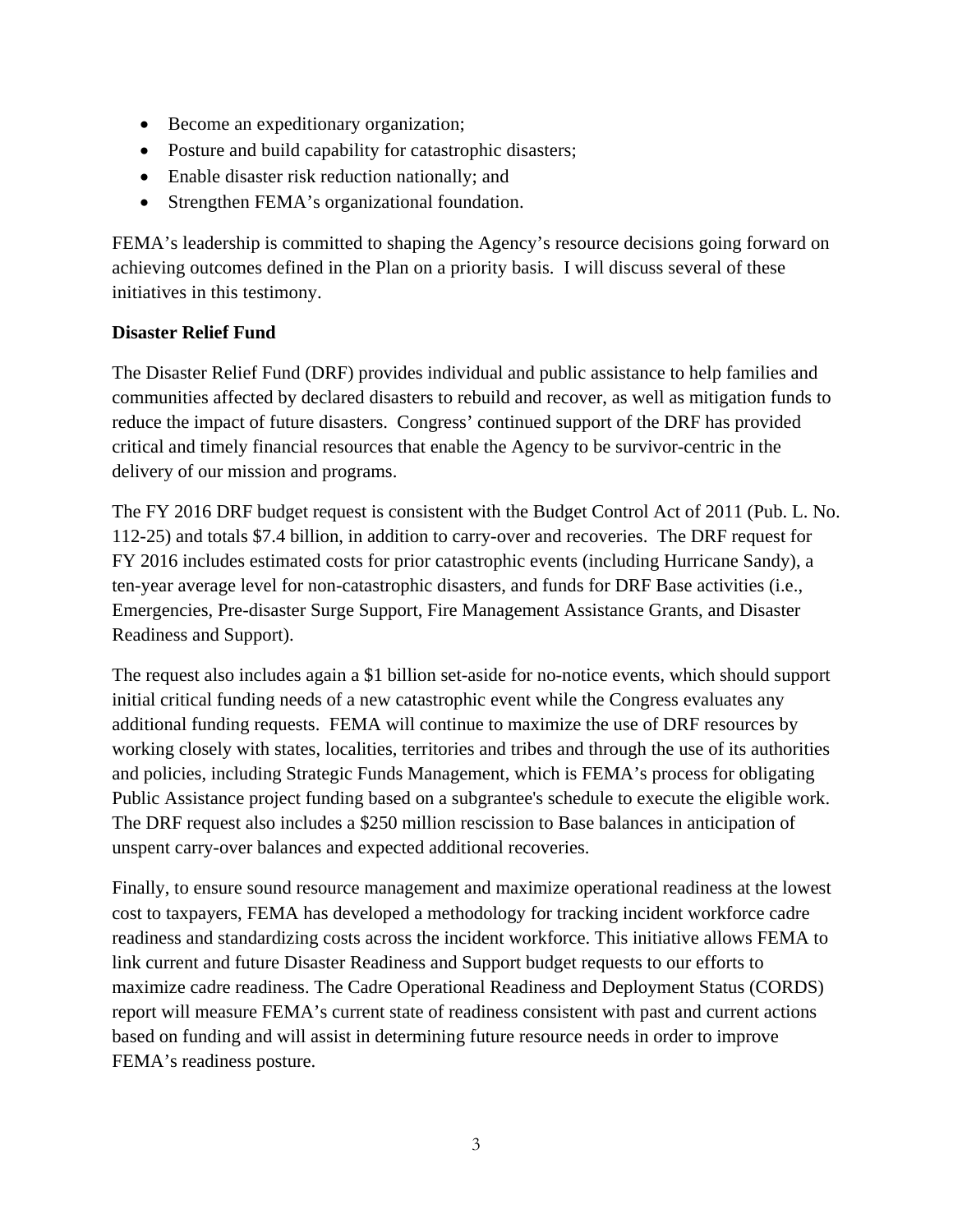- Become an expeditionary organization;
- Posture and build capability for catastrophic disasters;
- Enable disaster risk reduction nationally; and
- Strengthen FEMA's organizational foundation.

FEMA's leadership is committed to shaping the Agency's resource decisions going forward on achieving outcomes defined in the Plan on a priority basis. I will discuss several of these initiatives in this testimony.

**Disaster Relief Fund**

The Disaster Relief Fund (DRF) provides individual and public assistance to help families and communities affected by declared disasters to rebuild and recover, as well as mitigation funds to reduce the impact of future disasters. Congress' continued support of the DRF has provided critical and timely financial resources that enable the Agency to be survivor-centric in the delivery of our mission and programs.

The FY 2016 DRF budget request is consistent with the Budget Control Act of 2011 (Pub. L. No. 112-25) and totals $7.4 billion, in addition to carry-over and recoveries. The DRF request for FY 2016 includes estimated costs for prior catastrophic events (including Hurricane Sandy), a ten-year average level for non-catastrophic disasters, and funds for DRF Base activities (i.e., Emergencies, Pre-disaster Surge Support, Fire Management Assistance Grants, and Disaster Readiness and Support).

The request also includes again a $1 billion set-aside for no-notice events, which should support initial critical funding needs of a new catastrophic event while the Congress evaluates any additional funding requests. FEMA will continue to maximize the use of DRF resources by working closely with states, localities, territories and tribes and through the use of its authorities and policies, including Strategic Funds Management, which is FEMA's process for obligating Public Assistance project funding based on a subgrantee's schedule to execute the eligible work. The DRF request also includes a $250 million rescission to Base balances in anticipation of unspent carry-over balances and expected additional recoveries.

Finally, to ensure sound resource management and maximize operational readiness at the lowest cost to taxpayers, FEMA has developed a methodology for tracking incident workforce cadre readiness and standardizing costs across the incident workforce. This initiative allows FEMA to link current and future Disaster Readiness and Support budget requests to our efforts to maximize cadre readiness. The Cadre Operational Readiness and Deployment Status (CORDS) report will measure FEMA's current state of readiness consistent with past and current actions based on funding and will assist in determining future resource needs in order to improve FEMA's readiness posture.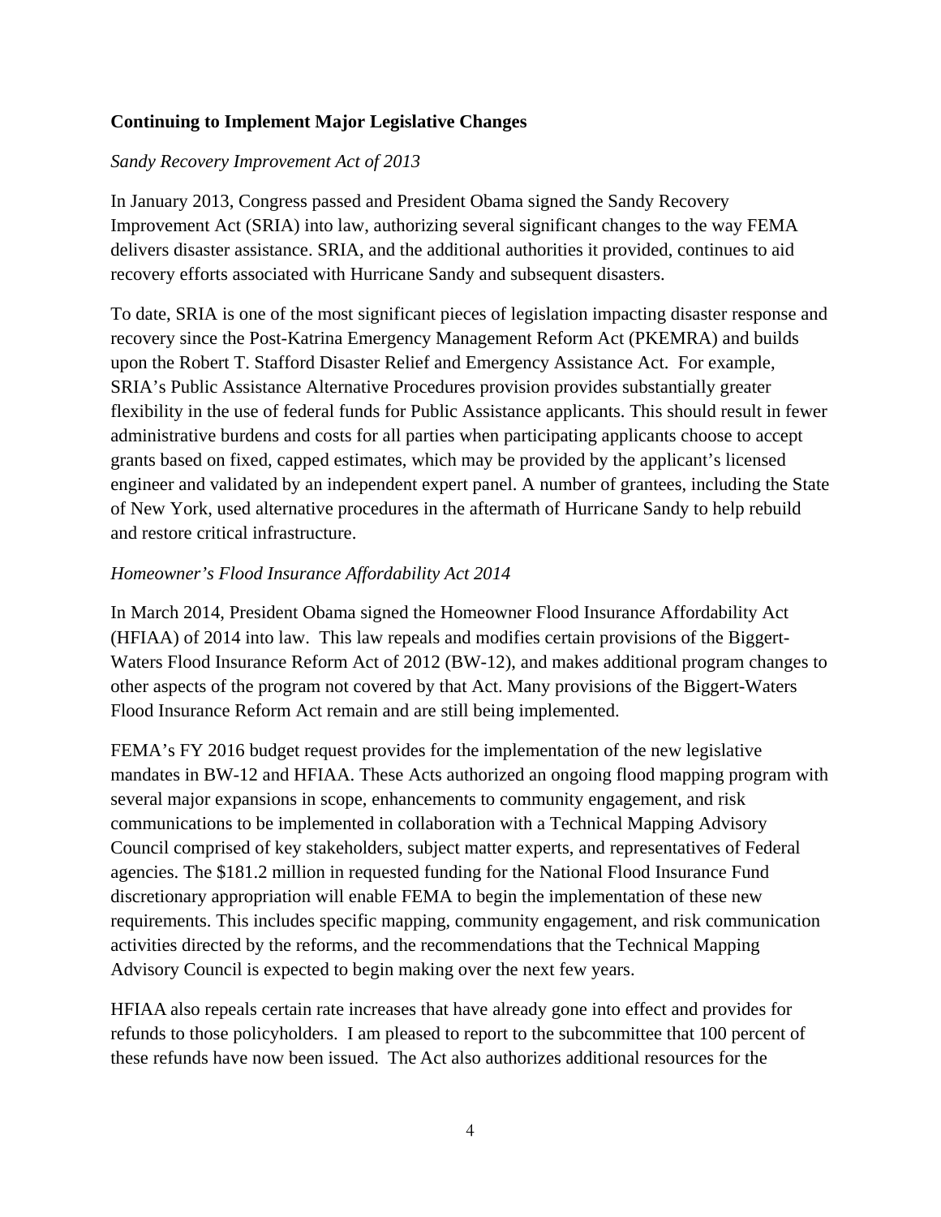**Continuing to Implement Major Legislative Changes**

*Sandy Recovery Improvement Act of 2013*

In January 2013, Congress passed and President Obama signed the Sandy Recovery Improvement Act (SRIA) into law, authorizing several significant changes to the way FEMA delivers disaster assistance. SRIA, and the additional authorities it provided, continues to aid recovery efforts associated with Hurricane Sandy and subsequent disasters.

To date, SRIA is one of the most significant pieces of legislation impacting disaster response and recovery since the Post-Katrina Emergency Management Reform Act (PKEMRA) and builds upon the Robert T. Stafford Disaster Relief and Emergency Assistance Act. For example, SRIA's Public Assistance Alternative Procedures provision provides substantially greater flexibility in the use of federal funds for Public Assistance applicants. This should result in fewer administrative burdens and costs for all parties when participating applicants choose to accept grants based on fixed, capped estimates, which may be provided by the applicant's licensed engineer and validated by an independent expert panel. A number of grantees, including the State of New York, used alternative procedures in the aftermath of Hurricane Sandy to help rebuild and restore critical infrastructure.

*Homeowner's Flood Insurance Affordability Act 2014*

In March 2014, President Obama signed the Homeowner Flood Insurance Affordability Act (HFIAA) of 2014 into law. This law repeals and modifies certain provisions of the Biggert-Waters Flood Insurance Reform Act of 2012 (BW-12), and makes additional program changes to other aspects of the program not covered by that Act. Many provisions of the Biggert-Waters Flood Insurance Reform Act remain and are still being implemented.

FEMA's FY 2016 budget request provides for the implementation of the new legislative mandates in BW-12 and HFIAA. These Acts authorized an ongoing flood mapping program with several major expansions in scope, enhancements to community engagement, and risk communications to be implemented in collaboration with a Technical Mapping Advisory Council comprised of key stakeholders, subject matter experts, and representatives of Federal agencies. The $181.2 million in requested funding for the National Flood Insurance Fund discretionary appropriation will enable FEMA to begin the implementation of these new requirements. This includes specific mapping, community engagement, and risk communication activities directed by the reforms, and the recommendations that the Technical Mapping Advisory Council is expected to begin making over the next few years.

HFIAA also repeals certain rate increases that have already gone into effect and provides for refunds to those policyholders. I am pleased to report to the subcommittee that 100 percent of these refunds have now been issued. The Act also authorizes additional resources for the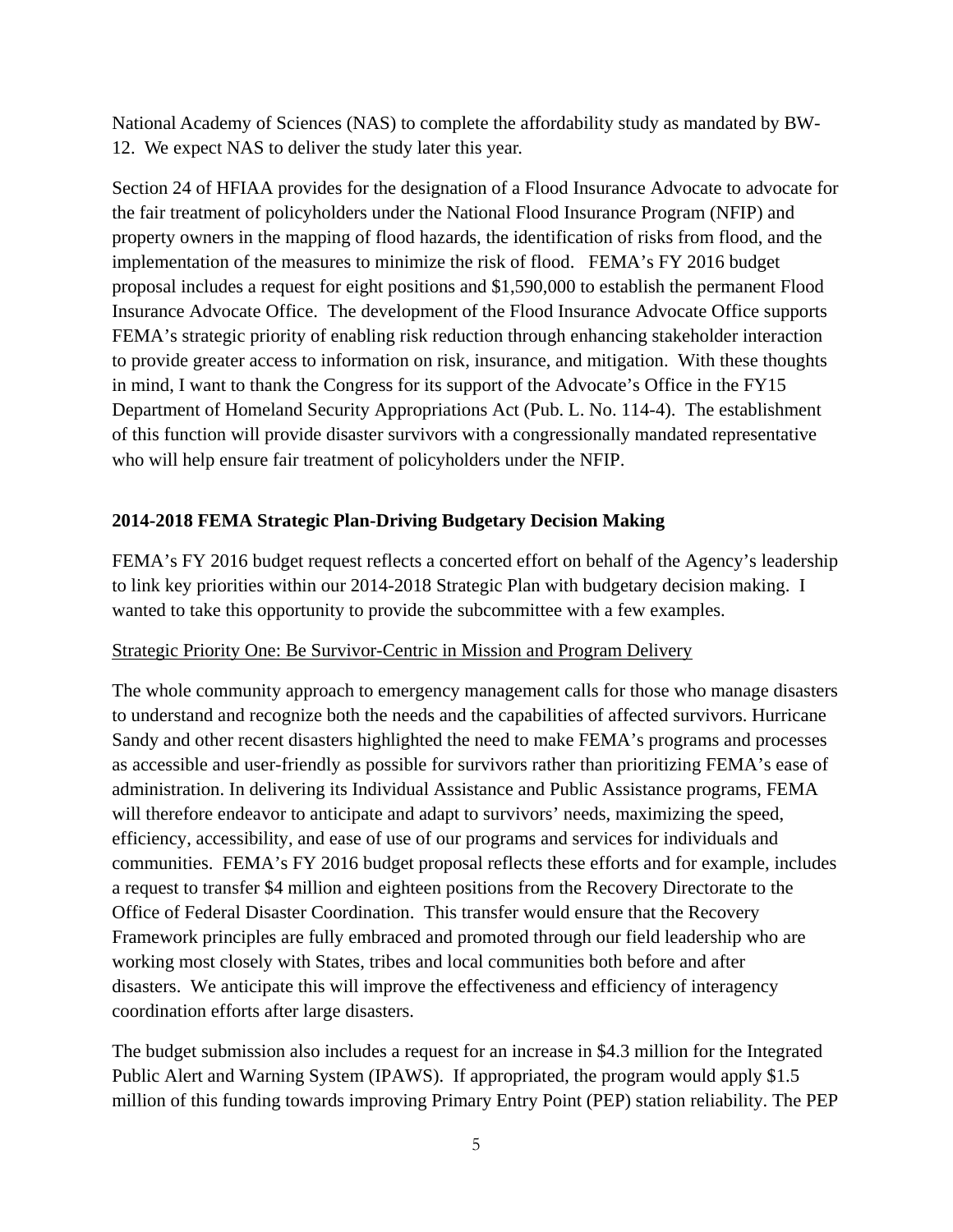National Academy of Sciences (NAS) to complete the affordability study as mandated by BW-12. We expect NAS to deliver the study later this year.

Section 24 of HFIAA provides for the designation of a Flood Insurance Advocate to advocate for the fair treatment of policyholders under the National Flood Insurance Program (NFIP) and property owners in the mapping of flood hazards, the identification of risks from flood, and the implementation of the measures to minimize the risk of flood. FEMA's FY 2016 budget proposal includes a request for eight positions and $1,590,000 to establish the permanent Flood Insurance Advocate Office. The development of the Flood Insurance Advocate Office supports FEMA's strategic priority of enabling risk reduction through enhancing stakeholder interaction to provide greater access to information on risk, insurance, and mitigation. With these thoughts in mind, I want to thank the Congress for its support of the Advocate's Office in the FY15 Department of Homeland Security Appropriations Act (Pub. L. No. 114-4). The establishment of this function will provide disaster survivors with a congressionally mandated representative who will help ensure fair treatment of policyholders under the NFIP.

**2014-2018 FEMA Strategic Plan-Driving Budgetary Decision Making**

FEMA's FY 2016 budget request reflects a concerted effort on behalf of the Agency's leadership to link key priorities within our 2014-2018 Strategic Plan with budgetary decision making. I wanted to take this opportunity to provide the subcommittee with a few examples.

Strategic Priority One: Be Survivor-Centric in Mission and Program Delivery

The whole community approach to emergency management calls for those who manage disasters to understand and recognize both the needs and the capabilities of affected survivors. Hurricane Sandy and other recent disasters highlighted the need to make FEMA's programs and processes as accessible and user-friendly as possible for survivors rather than prioritizing FEMA's ease of administration. In delivering its Individual Assistance and Public Assistance programs, FEMA will therefore endeavor to anticipate and adapt to survivors' needs, maximizing the speed, efficiency, accessibility, and ease of use of our programs and services for individuals and communities. FEMA's FY 2016 budget proposal reflects these efforts and for example, includes a request to transfer $4 million and eighteen positions from the Recovery Directorate to the Office of Federal Disaster Coordination. This transfer would ensure that the Recovery Framework principles are fully embraced and promoted through our field leadership who are working most closely with States, tribes and local communities both before and after disasters. We anticipate this will improve the effectiveness and efficiency of interagency coordination efforts after large disasters.

The budget submission also includes a request for an increase in $4.3 million for the Integrated Public Alert and Warning System (IPAWS). If appropriated, the program would apply $1.5 million of this funding towards improving Primary Entry Point (PEP) station reliability. The PEP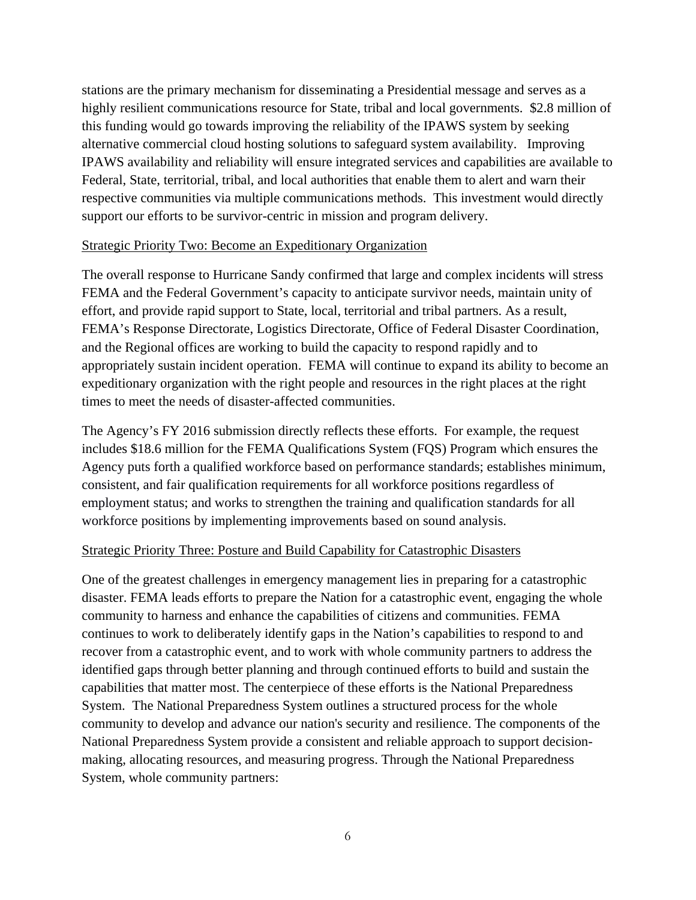stations are the primary mechanism for disseminating a Presidential message and serves as a highly resilient communications resource for State, tribal and local governments. $2.8 million of this funding would go towards improving the reliability of the IPAWS system by seeking alternative commercial cloud hosting solutions to safeguard system availability. Improving IPAWS availability and reliability will ensure integrated services and capabilities are available to Federal, State, territorial, tribal, and local authorities that enable them to alert and warn their respective communities via multiple communications methods. This investment would directly support our efforts to be survivor-centric in mission and program delivery.

Strategic Priority Two: Become an Expeditionary Organization

The overall response to Hurricane Sandy confirmed that large and complex incidents will stress FEMA and the Federal Government's capacity to anticipate survivor needs, maintain unity of effort, and provide rapid support to State, local, territorial and tribal partners. As a result, FEMA's Response Directorate, Logistics Directorate, Office of Federal Disaster Coordination, and the Regional offices are working to build the capacity to respond rapidly and to appropriately sustain incident operation. FEMA will continue to expand its ability to become an expeditionary organization with the right people and resources in the right places at the right times to meet the needs of disaster-affected communities.

The Agency's FY 2016 submission directly reflects these efforts. For example, the request includes $18.6 million for the FEMA Qualifications System (FQS) Program which ensures the Agency puts forth a qualified workforce based on performance standards; establishes minimum, consistent, and fair qualification requirements for all workforce positions regardless of employment status; and works to strengthen the training and qualification standards for all workforce positions by implementing improvements based on sound analysis.

Strategic Priority Three: Posture and Build Capability for Catastrophic Disasters

One of the greatest challenges in emergency management lies in preparing for a catastrophic disaster. FEMA leads efforts to prepare the Nation for a catastrophic event, engaging the whole community to harness and enhance the capabilities of citizens and communities. FEMA continues to work to deliberately identify gaps in the Nation's capabilities to respond to and recover from a catastrophic event, and to work with whole community partners to address the identified gaps through better planning and through continued efforts to build and sustain the capabilities that matter most. The centerpiece of these efforts is the National Preparedness System. The National Preparedness System outlines a structured process for the whole community to develop and advance our nation's security and resilience. The components of the National Preparedness System provide a consistent and reliable approach to support decision-making, allocating resources, and measuring progress. Through the National Preparedness System, whole community partners: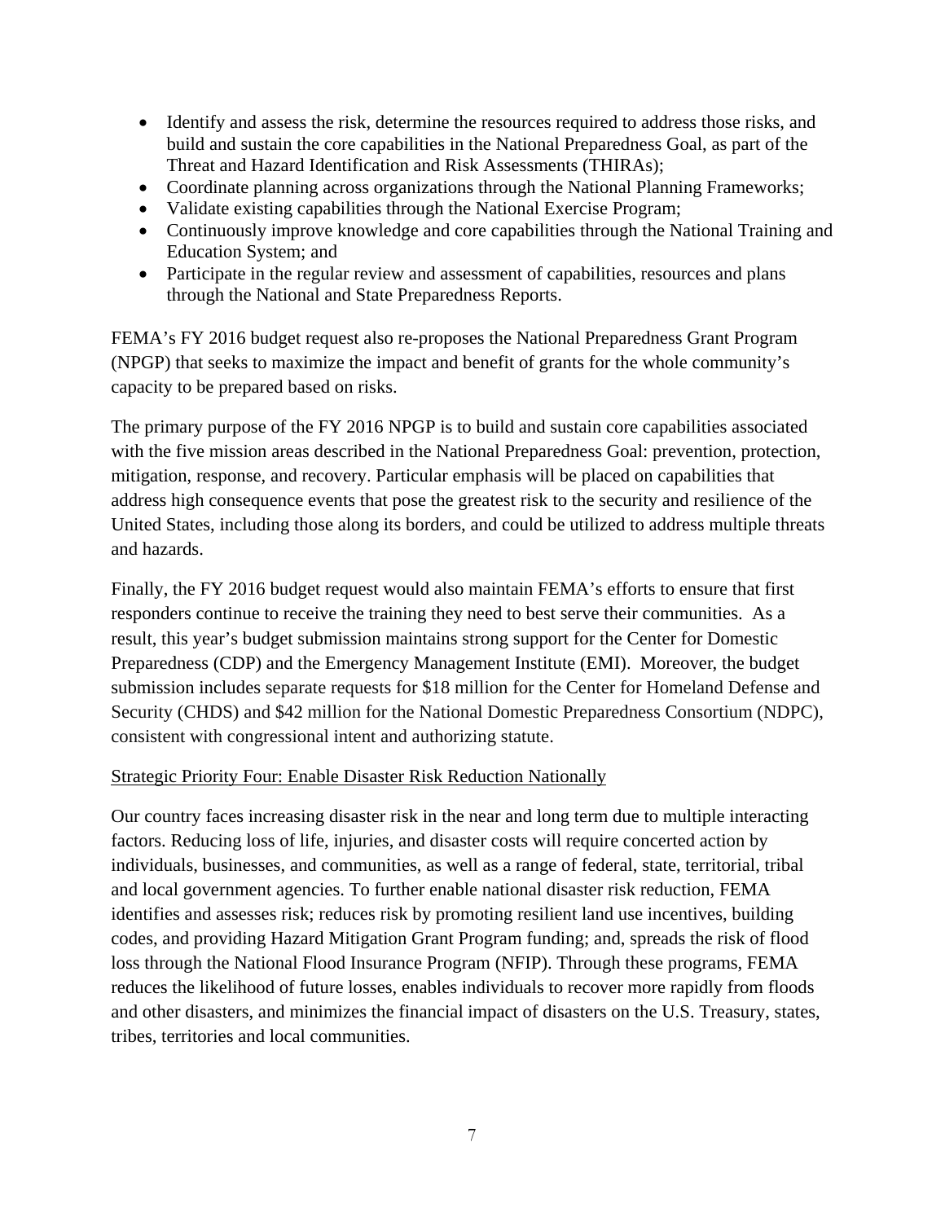- Identify and assess the risk, determine the resources required to address those risks, and build and sustain the core capabilities in the National Preparedness Goal, as part of the Threat and Hazard Identification and Risk Assessments (THIRAs);
- Coordinate planning across organizations through the National Planning Frameworks;
- Validate existing capabilities through the National Exercise Program;
- Continuously improve knowledge and core capabilities through the National Training and Education System; and
- Participate in the regular review and assessment of capabilities, resources and plans through the National and State Preparedness Reports.

FEMA's FY 2016 budget request also re-proposes the National Preparedness Grant Program (NPGP) that seeks to maximize the impact and benefit of grants for the whole community's capacity to be prepared based on risks.

The primary purpose of the FY 2016 NPGP is to build and sustain core capabilities associated with the five mission areas described in the National Preparedness Goal: prevention, protection, mitigation, response, and recovery. Particular emphasis will be placed on capabilities that address high consequence events that pose the greatest risk to the security and resilience of the United States, including those along its borders, and could be utilized to address multiple threats and hazards.

Finally, the FY 2016 budget request would also maintain FEMA's efforts to ensure that first responders continue to receive the training they need to best serve their communities. As a result, this year's budget submission maintains strong support for the Center for Domestic Preparedness (CDP) and the Emergency Management Institute (EMI). Moreover, the budget submission includes separate requests for $18 million for the Center for Homeland Defense and Security (CHDS) and $42 million for the National Domestic Preparedness Consortium (NDPC), consistent with congressional intent and authorizing statute.

<u>Strategic Priority Four: Enable Disaster Risk Reduction Nationally</u>

Our country faces increasing disaster risk in the near and long term due to multiple interacting factors. Reducing loss of life, injuries, and disaster costs will require concerted action by individuals, businesses, and communities, as well as a range of federal, state, territorial, tribal and local government agencies. To further enable national disaster risk reduction, FEMA identifies and assesses risk; reduces risk by promoting resilient land use incentives, building codes, and providing Hazard Mitigation Grant Program funding; and, spreads the risk of flood loss through the National Flood Insurance Program (NFIP). Through these programs, FEMA reduces the likelihood of future losses, enables individuals to recover more rapidly from floods and other disasters, and minimizes the financial impact of disasters on the U.S. Treasury, states, tribes, territories and local communities.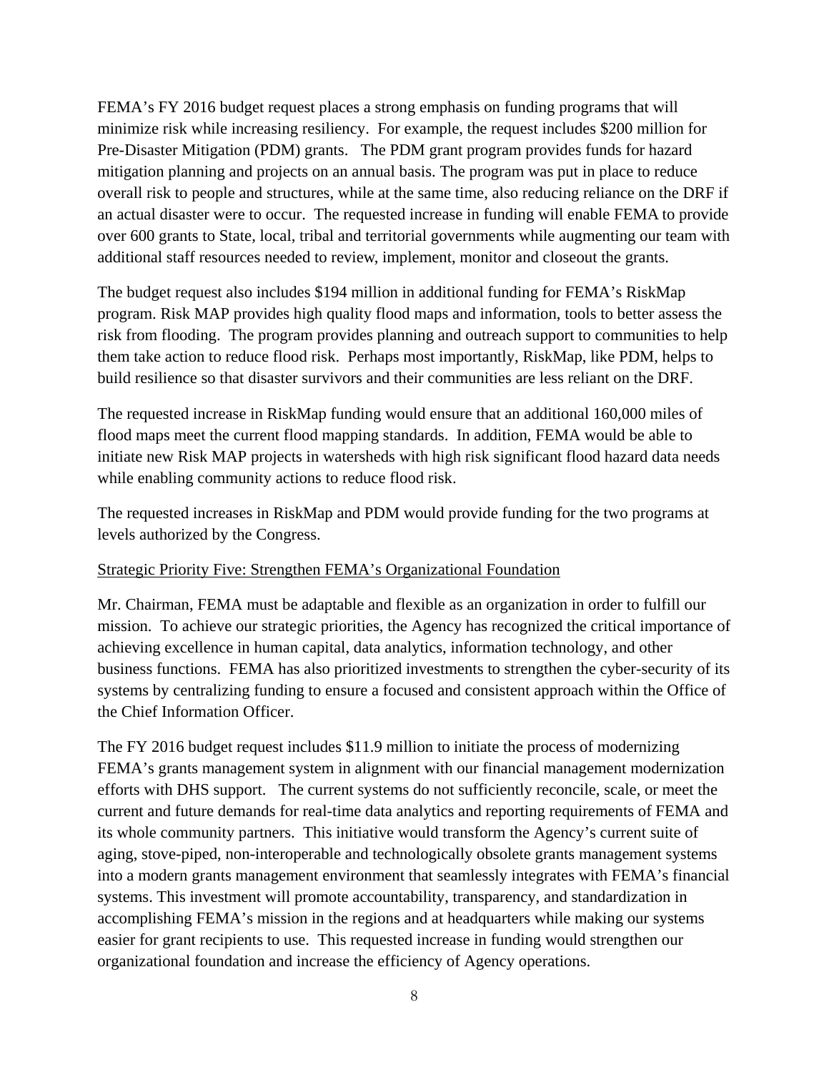FEMA's FY 2016 budget request places a strong emphasis on funding programs that will minimize risk while increasing resiliency. For example, the request includes $200 million for Pre-Disaster Mitigation (PDM) grants. The PDM grant program provides funds for hazard mitigation planning and projects on an annual basis. The program was put in place to reduce overall risk to people and structures, while at the same time, also reducing reliance on the DRF if an actual disaster were to occur. The requested increase in funding will enable FEMA to provide over 600 grants to State, local, tribal and territorial governments while augmenting our team with additional staff resources needed to review, implement, monitor and closeout the grants.

The budget request also includes $194 million in additional funding for FEMA's RiskMap program. Risk MAP provides high quality flood maps and information, tools to better assess the risk from flooding. The program provides planning and outreach support to communities to help them take action to reduce flood risk. Perhaps most importantly, RiskMap, like PDM, helps to build resilience so that disaster survivors and their communities are less reliant on the DRF.

The requested increase in RiskMap funding would ensure that an additional 160,000 miles of flood maps meet the current flood mapping standards. In addition, FEMA would be able to initiate new Risk MAP projects in watersheds with high risk significant flood hazard data needs while enabling community actions to reduce flood risk.

The requested increases in RiskMap and PDM would provide funding for the two programs at levels authorized by the Congress.

Strategic Priority Five: Strengthen FEMA's Organizational Foundation

Mr. Chairman, FEMA must be adaptable and flexible as an organization in order to fulfill our mission. To achieve our strategic priorities, the Agency has recognized the critical importance of achieving excellence in human capital, data analytics, information technology, and other business functions. FEMA has also prioritized investments to strengthen the cyber-security of its systems by centralizing funding to ensure a focused and consistent approach within the Office of the Chief Information Officer.

The FY 2016 budget request includes $11.9 million to initiate the process of modernizing FEMA's grants management system in alignment with our financial management modernization efforts with DHS support. The current systems do not sufficiently reconcile, scale, or meet the current and future demands for real-time data analytics and reporting requirements of FEMA and its whole community partners. This initiative would transform the Agency's current suite of aging, stove-piped, non-interoperable and technologically obsolete grants management systems into a modern grants management environment that seamlessly integrates with FEMA's financial systems. This investment will promote accountability, transparency, and standardization in accomplishing FEMA's mission in the regions and at headquarters while making our systems easier for grant recipients to use. This requested increase in funding would strengthen our organizational foundation and increase the efficiency of Agency operations.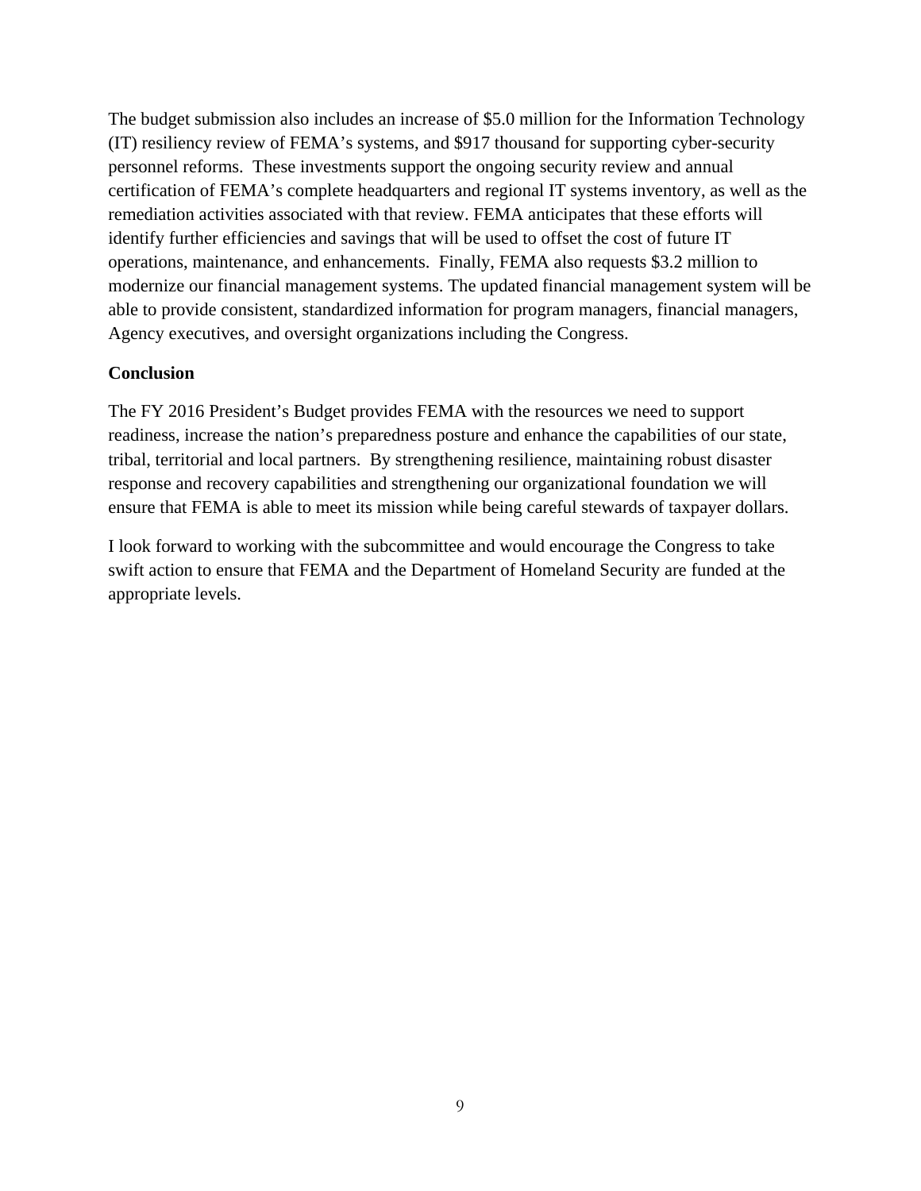The budget submission also includes an increase of $5.0 million for the Information Technology (IT) resiliency review of FEMA's systems, and $917 thousand for supporting cyber-security personnel reforms. These investments support the ongoing security review and annual certification of FEMA's complete headquarters and regional IT systems inventory, as well as the remediation activities associated with that review. FEMA anticipates that these efforts will identify further efficiencies and savings that will be used to offset the cost of future IT operations, maintenance, and enhancements. Finally, FEMA also requests $3.2 million to modernize our financial management systems. The updated financial management system will be able to provide consistent, standardized information for program managers, financial managers, Agency executives, and oversight organizations including the Congress.

**Conclusion**

The FY 2016 President's Budget provides FEMA with the resources we need to support readiness, increase the nation's preparedness posture and enhance the capabilities of our state, tribal, territorial and local partners. By strengthening resilience, maintaining robust disaster response and recovery capabilities and strengthening our organizational foundation we will ensure that FEMA is able to meet its mission while being careful stewards of taxpayer dollars.

I look forward to working with the subcommittee and would encourage the Congress to take swift action to ensure that FEMA and the Department of Homeland Security are funded at the appropriate levels.